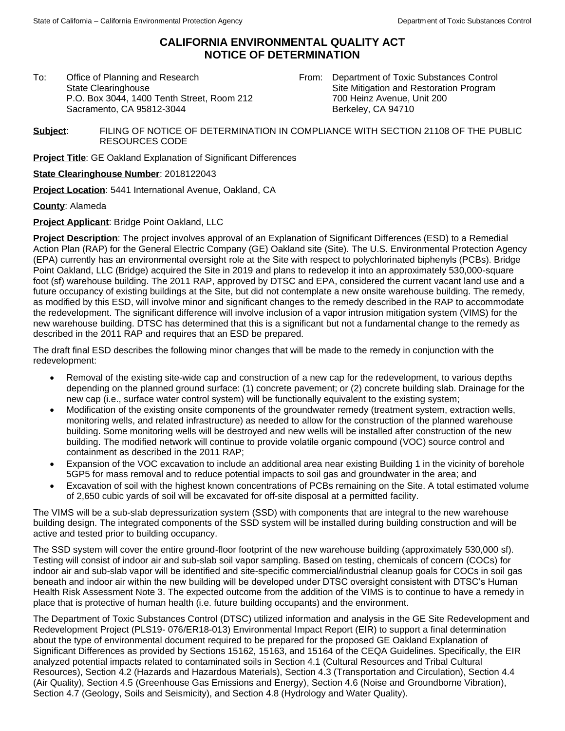# CALIFORNIA ENVIRONMENTAL QUALITY ACT NOTICE OF DETERMINATION

To: Office of Planning and Research
State Clearinghouse
P.O. Box 3044, 1400 Tenth Street, Room 212
Sacramento, CA 95812-3044

From: Department of Toxic Substances Control
Site Mitigation and Restoration Program
700 Heinz Avenue, Unit 200
Berkeley, CA 94710

**Subject**: FILING OF NOTICE OF DETERMINATION IN COMPLIANCE WITH SECTION 21108 OF THE PUBLIC RESOURCES CODE

**Project Title**: GE Oakland Explanation of Significant Differences

**State Clearinghouse Number**: 2018122043

**Project Location**: 5441 International Avenue, Oakland, CA

**County**: Alameda

**Project Applicant**: Bridge Point Oakland, LLC

**Project Description**: The project involves approval of an Explanation of Significant Differences (ESD) to a Remedial Action Plan (RAP) for the General Electric Company (GE) Oakland site (Site). The U.S. Environmental Protection Agency (EPA) currently has an environmental oversight role at the Site with respect to polychlorinated biphenyls (PCBs). Bridge Point Oakland, LLC (Bridge) acquired the Site in 2019 and plans to redevelop it into an approximately 530,000-square foot (sf) warehouse building. The 2011 RAP, approved by DTSC and EPA, considered the current vacant land use and a future occupancy of existing buildings at the Site, but did not contemplate a new onsite warehouse building. The remedy, as modified by this ESD, will involve minor and significant changes to the remedy described in the RAP to accommodate the redevelopment. The significant difference will involve inclusion of a vapor intrusion mitigation system (VIMS) for the new warehouse building. DTSC has determined that this is a significant but not a fundamental change to the remedy as described in the 2011 RAP and requires that an ESD be prepared.

The draft final ESD describes the following minor changes that will be made to the remedy in conjunction with the redevelopment:

- Removal of the existing site-wide cap and construction of a new cap for the redevelopment, to various depths depending on the planned ground surface: (1) concrete pavement; or (2) concrete building slab. Drainage for the new cap (i.e., surface water control system) will be functionally equivalent to the existing system;
- Modification of the existing onsite components of the groundwater remedy (treatment system, extraction wells, monitoring wells, and related infrastructure) as needed to allow for the construction of the planned warehouse building. Some monitoring wells will be destroyed and new wells will be installed after construction of the new building. The modified network will continue to provide volatile organic compound (VOC) source control and containment as described in the 2011 RAP;
- Expansion of the VOC excavation to include an additional area near existing Building 1 in the vicinity of borehole 5GP5 for mass removal and to reduce potential impacts to soil gas and groundwater in the area; and
- Excavation of soil with the highest known concentrations of PCBs remaining on the Site. A total estimated volume of 2,650 cubic yards of soil will be excavated for off-site disposal at a permitted facility.

The VIMS will be a sub-slab depressurization system (SSD) with components that are integral to the new warehouse building design. The integrated components of the SSD system will be installed during building construction and will be active and tested prior to building occupancy.

The SSD system will cover the entire ground-floor footprint of the new warehouse building (approximately 530,000 sf). Testing will consist of indoor air and sub-slab soil vapor sampling. Based on testing, chemicals of concern (COCs) for indoor air and sub-slab vapor will be identified and site-specific commercial/industrial cleanup goals for COCs in soil gas beneath and indoor air within the new building will be developed under DTSC oversight consistent with DTSC's Human Health Risk Assessment Note 3. The expected outcome from the addition of the VIMS is to continue to have a remedy in place that is protective of human health (i.e. future building occupants) and the environment.

The Department of Toxic Substances Control (DTSC) utilized information and analysis in the GE Site Redevelopment and Redevelopment Project (PLS19- 076/ER18-013) Environmental Impact Report (EIR) to support a final determination about the type of environmental document required to be prepared for the proposed GE Oakland Explanation of Significant Differences as provided by Sections 15162, 15163, and 15164 of the CEQA Guidelines. Specifically, the EIR analyzed potential impacts related to contaminated soils in Section 4.1 (Cultural Resources and Tribal Cultural Resources), Section 4.2 (Hazards and Hazardous Materials), Section 4.3 (Transportation and Circulation), Section 4.4 (Air Quality), Section 4.5 (Greenhouse Gas Emissions and Energy), Section 4.6 (Noise and Groundborne Vibration), Section 4.7 (Geology, Soils and Seismicity), and Section 4.8 (Hydrology and Water Quality).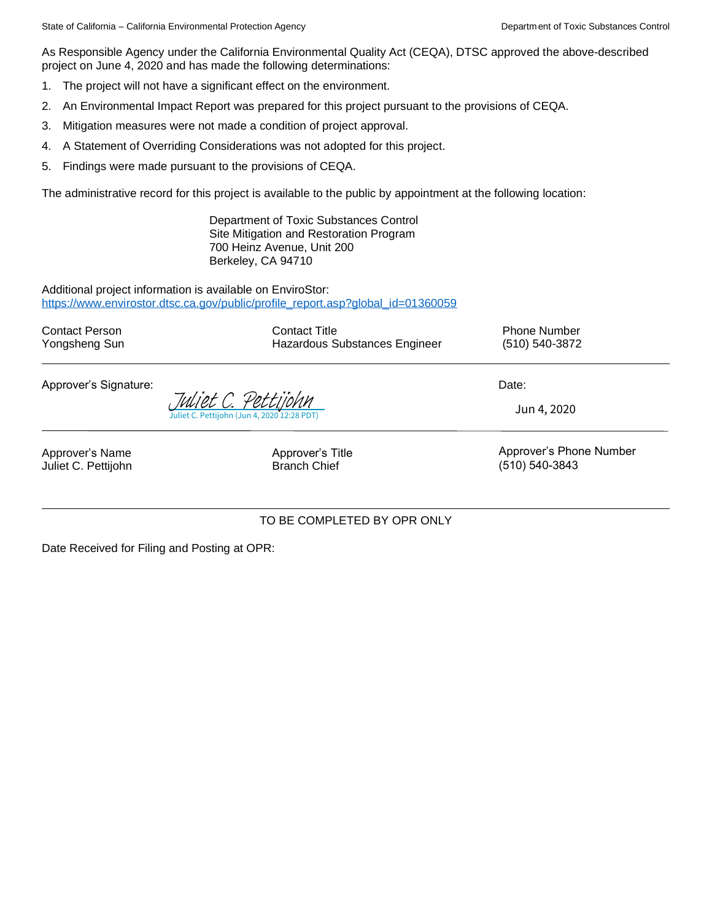As Responsible Agency under the California Environmental Quality Act (CEQA), DTSC approved the above-described project on June 4, 2020 and has made the following determinations:

1. The project will not have a significant effect on the environment.
2. An Environmental Impact Report was prepared for this project pursuant to the provisions of CEQA.
3. Mitigation measures were not made a condition of project approval.
4. A Statement of Overriding Considerations was not adopted for this project.
5. Findings were made pursuant to the provisions of CEQA.

The administrative record for this project is available to the public by appointment at the following location:

Department of Toxic Substances Control
Site Mitigation and Restoration Program
700 Heinz Avenue, Unit 200
Berkeley, CA 94710

Additional project information is available on EnviroStor:
https://www.envirostor.dtsc.ca.gov/public/profile_report.asp?global_id=01360059

| Contact Person | Contact Title | Phone Number |
| --- | --- | --- |
| Yongsheng Sun | Hazardous Substances Engineer | (510) 540-3872 |

Approver's Signature: Juliet C. Pettijohn
Juliet C. Pettijohn (Jun 4, 2020 12:28 PDT)

Date: Jun 4, 2020

| Approver's Name | Approver's Title | Approver's Phone Number |
| --- | --- | --- |
| Juliet C. Pettijohn | Branch Chief | (510) 540-3843 |

---

TO BE COMPLETED BY OPR ONLY

Date Received for Filing and Posting at OPR: